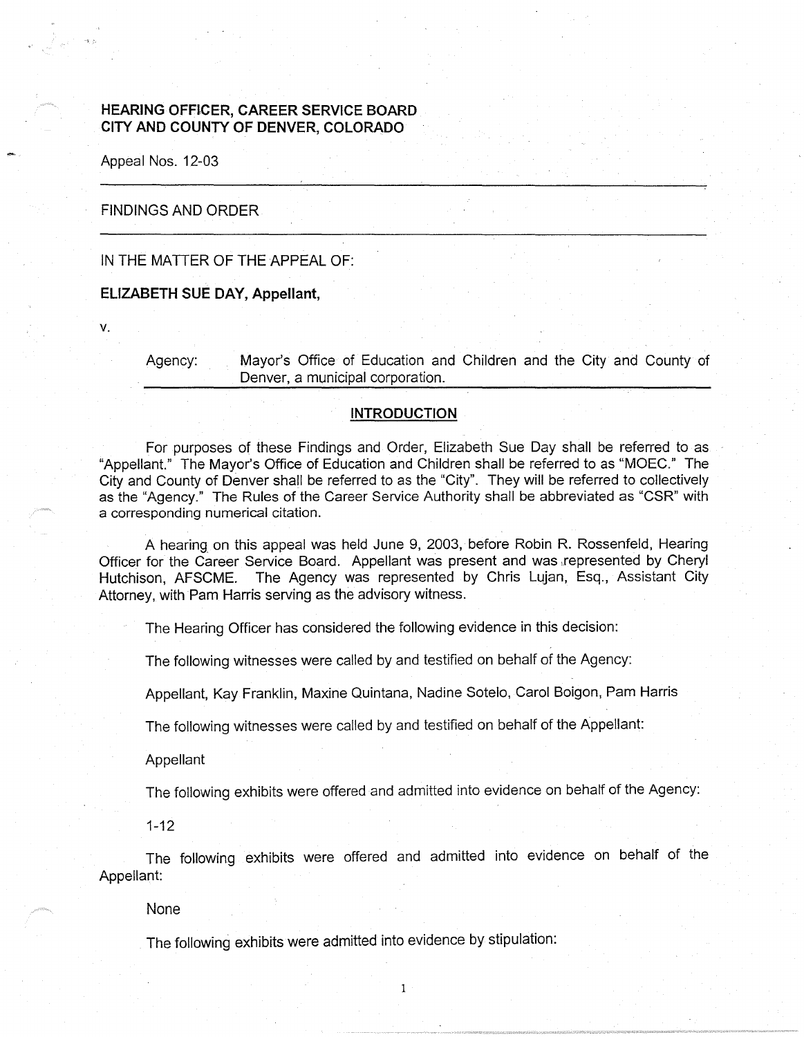**HEARING OFFICER, CAREER SERVICE BOARD**
**CITY AND COUNTY OF DENVER, COLORADO**

Appeal Nos. 12-03

---

FINDINGS AND ORDER

---

IN THE MATTER OF THE APPEAL OF:

**ELIZABETH SUE DAY, Appellant,**

v.

Agency: Mayor's Office of Education and Children and the City and County of Denver, a municipal corporation.

---

## INTRODUCTION

For purposes of these Findings and Order, Elizabeth Sue Day shall be referred to as "Appellant." The Mayor's Office of Education and Children shall be referred to as "MOEC." The City and County of Denver shall be referred to as the "City". They will be referred to collectively as the "Agency." The Rules of the Career Service Authority shall be abbreviated as "CSR" with a corresponding numerical citation.

A hearing on this appeal was held June 9, 2003, before Robin R. Rossenfeld, Hearing Officer for the Career Service Board. Appellant was present and was represented by Cheryl Hutchison, AFSCME. The Agency was represented by Chris Lujan, Esq., Assistant City Attorney, with Pam Harris serving as the advisory witness.

The Hearing Officer has considered the following evidence in this decision:

The following witnesses were called by and testified on behalf of the Agency:

Appellant, Kay Franklin, Maxine Quintana, Nadine Sotelo, Carol Boigon, Pam Harris

The following witnesses were called by and testified on behalf of the Appellant:

Appellant

The following exhibits were offered and admitted into evidence on behalf of the Agency:

1-12

The following exhibits were offered and admitted into evidence on behalf of the Appellant:

None

The following exhibits were admitted into evidence by stipulation: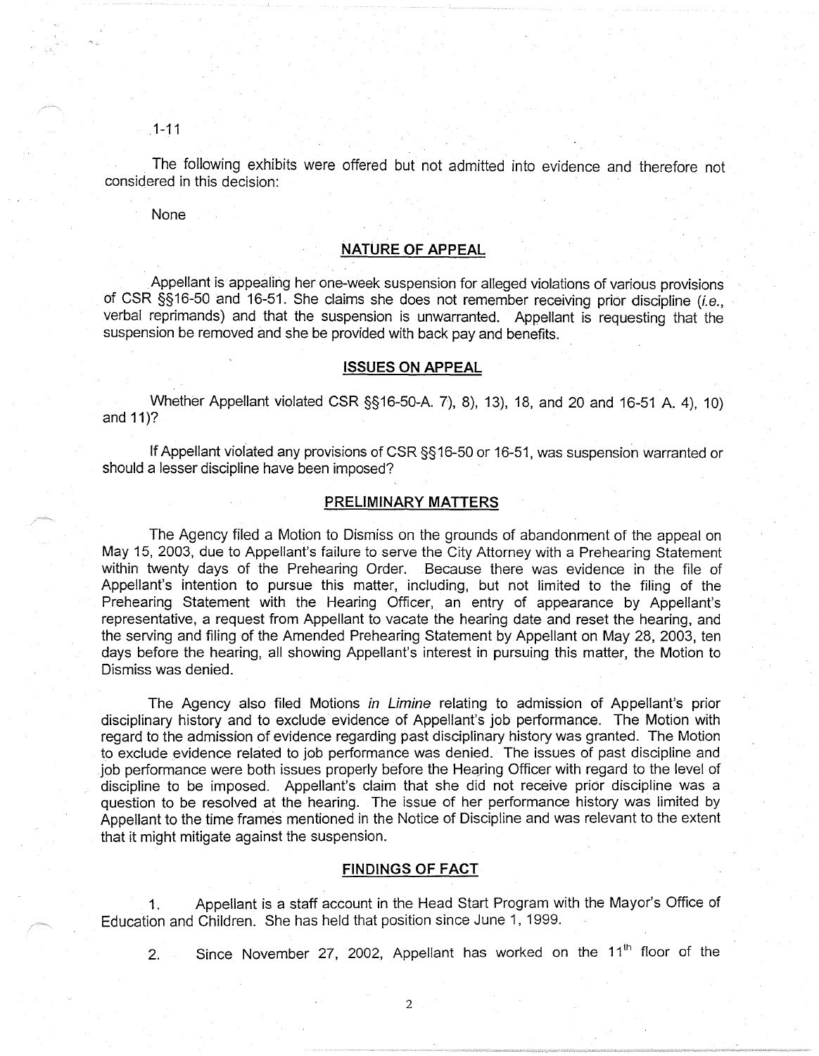1-11

The following exhibits were offered but not admitted into evidence and therefore not considered in this decision:

None

## NATURE OF APPEAL

Appellant is appealing her one-week suspension for alleged violations of various provisions of CSR §§16-50 and 16-51. She claims she does not remember receiving prior discipline (*i.e.*, verbal reprimands) and that the suspension is unwarranted. Appellant is requesting that the suspension be removed and she be provided with back pay and benefits.

## ISSUES ON APPEAL

Whether Appellant violated CSR §§16-50-A. 7), 8), 13), 18, and 20 and 16-51 A. 4), 10) and 11)?

If Appellant violated any provisions of CSR §§16-50 or 16-51, was suspension warranted or should a lesser discipline have been imposed?

## PRELIMINARY MATTERS

The Agency filed a Motion to Dismiss on the grounds of abandonment of the appeal on May 15, 2003, due to Appellant's failure to serve the City Attorney with a Prehearing Statement within twenty days of the Prehearing Order. Because there was evidence in the file of Appellant's intention to pursue this matter, including, but not limited to the filing of the Prehearing Statement with the Hearing Officer, an entry of appearance by Appellant's representative, a request from Appellant to vacate the hearing date and reset the hearing, and the serving and filing of the Amended Prehearing Statement by Appellant on May 28, 2003, ten days before the hearing, all showing Appellant's interest in pursuing this matter, the Motion to Dismiss was denied.

The Agency also filed Motions *in Limine* relating to admission of Appellant's prior disciplinary history and to exclude evidence of Appellant's job performance. The Motion with regard to the admission of evidence regarding past disciplinary history was granted. The Motion to exclude evidence related to job performance was denied. The issues of past discipline and job performance were both issues properly before the Hearing Officer with regard to the level of discipline to be imposed. Appellant's claim that she did not receive prior discipline was a question to be resolved at the hearing. The issue of her performance history was limited by Appellant to the time frames mentioned in the Notice of Discipline and was relevant to the extent that it might mitigate against the suspension.

## FINDINGS OF FACT

1. Appellant is a staff account in the Head Start Program with the Mayor's Office of Education and Children. She has held that position since June 1, 1999.

2. Since November 27, 2002, Appellant has worked on the 11th floor of the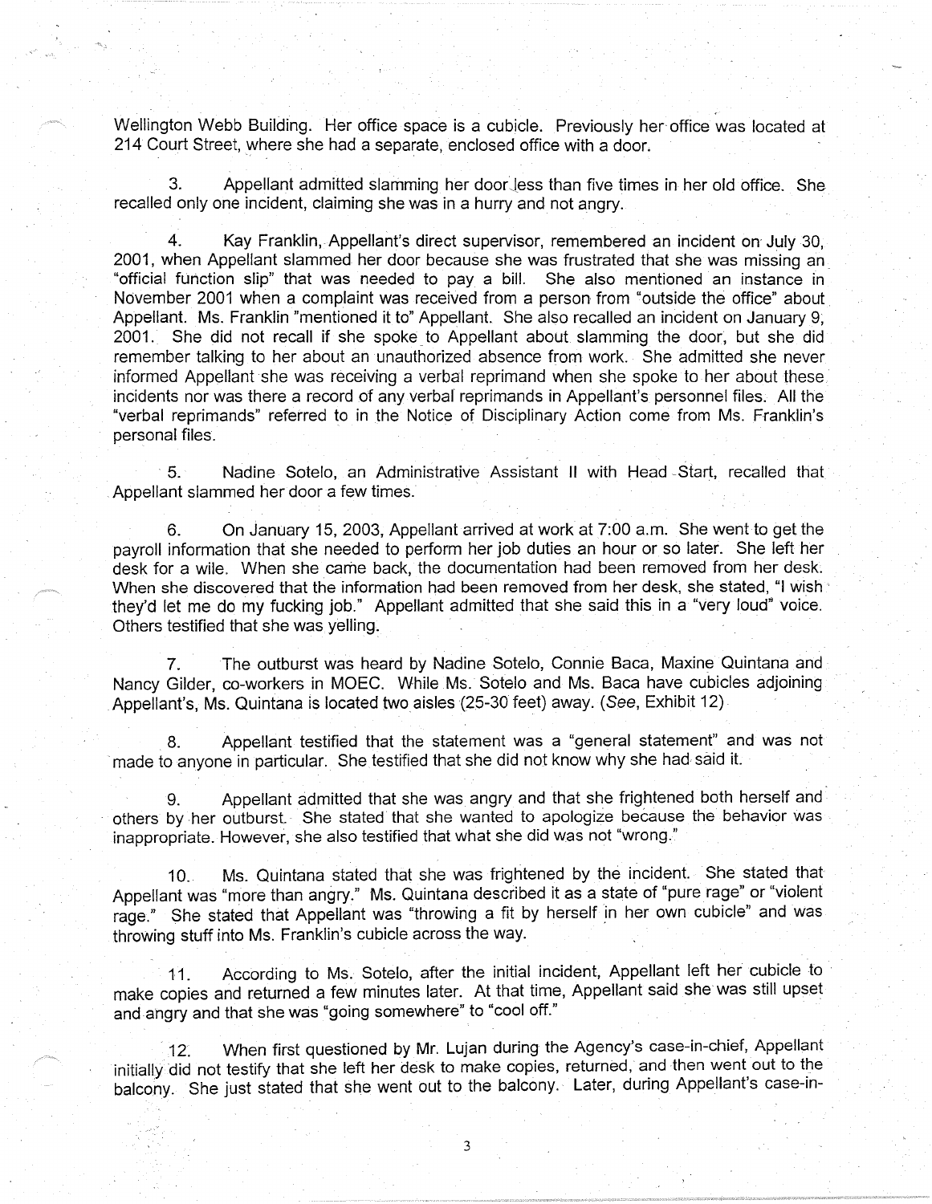Wellington Webb Building. Her office space is a cubicle. Previously her office was located at 214 Court Street, where she had a separate, enclosed office with a door.

3. Appellant admitted slamming her door less than five times in her old office. She recalled only one incident, claiming she was in a hurry and not angry.

4. Kay Franklin, Appellant's direct supervisor, remembered an incident on July 30, 2001, when Appellant slammed her door because she was frustrated that she was missing an "official function slip" that was needed to pay a bill. She also mentioned an instance in November 2001 when a complaint was received from a person from "outside the office" about Appellant. Ms. Franklin "mentioned it to" Appellant. She also recalled an incident on January 9, 2001. She did not recall if she spoke to Appellant about slamming the door, but she did remember talking to her about an unauthorized absence from work. She admitted she never informed Appellant she was receiving a verbal reprimand when she spoke to her about these incidents nor was there a record of any verbal reprimands in Appellant's personnel files. All the "verbal reprimands" referred to in the Notice of Disciplinary Action come from Ms. Franklin's personal files.

5. Nadine Sotelo, an Administrative Assistant II with Head Start, recalled that Appellant slammed her door a few times.

6. On January 15, 2003, Appellant arrived at work at 7:00 a.m. She went to get the payroll information that she needed to perform her job duties an hour or so later. She left her desk for a wile. When she came back, the documentation had been removed from her desk. When she discovered that the information had been removed from her desk, she stated, "I wish they'd let me do my fucking job." Appellant admitted that she said this in a "very loud" voice. Others testified that she was yelling.

7. The outburst was heard by Nadine Sotelo, Connie Baca, Maxine Quintana and Nancy Gilder, co-workers in MOEC. While Ms. Sotelo and Ms. Baca have cubicles adjoining Appellant's, Ms. Quintana is located two aisles (25-30 feet) away. (*See*, Exhibit 12)

8. Appellant testified that the statement was a "general statement" and was not made to anyone in particular. She testified that she did not know why she had said it.

9. Appellant admitted that she was angry and that she frightened both herself and others by her outburst. She stated that she wanted to apologize because the behavior was inappropriate. However, she also testified that what she did was not "wrong."

10. Ms. Quintana stated that she was frightened by the incident. She stated that Appellant was "more than angry." Ms. Quintana described it as a state of "pure rage" or "violent rage." She stated that Appellant was "throwing a fit by herself in her own cubicle" and was throwing stuff into Ms. Franklin's cubicle across the way.

11. According to Ms. Sotelo, after the initial incident, Appellant left her cubicle to make copies and returned a few minutes later. At that time, Appellant said she was still upset and angry and that she was "going somewhere" to "cool off."

12. When first questioned by Mr. Lujan during the Agency's case-in-chief, Appellant initially did not testify that she left her desk to make copies, returned, and then went out to the balcony. She just stated that she went out to the balcony. Later, during Appellant's case-in-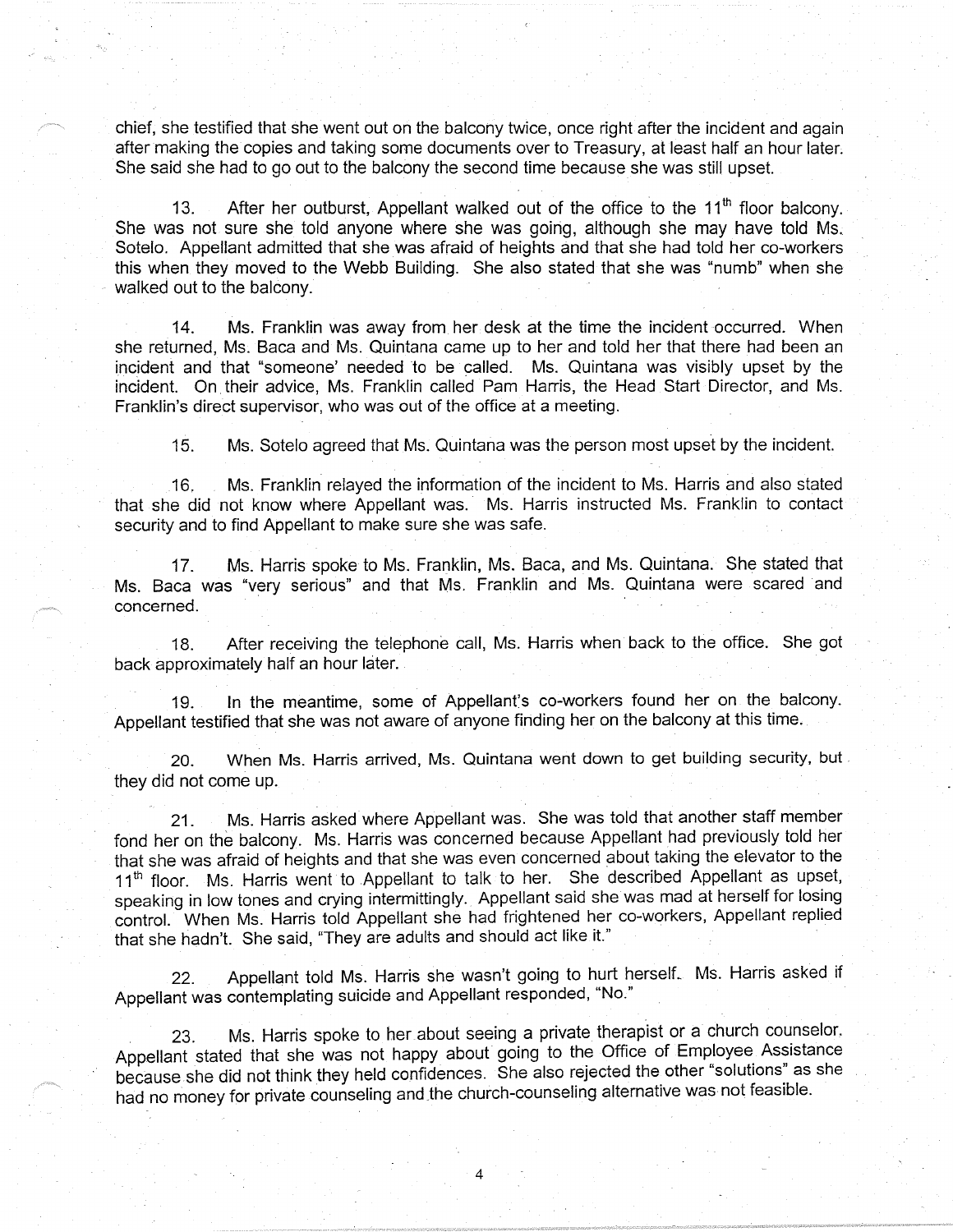chief, she testified that she went out on the balcony twice, once right after the incident and again after making the copies and taking some documents over to Treasury, at least half an hour later. She said she had to go out to the balcony the second time because she was still upset.

13. After her outburst, Appellant walked out of the office to the 11th floor balcony. She was not sure she told anyone where she was going, although she may have told Ms. Sotelo. Appellant admitted that she was afraid of heights and that she had told her co-workers this when they moved to the Webb Building. She also stated that she was "numb" when she walked out to the balcony.

14. Ms. Franklin was away from her desk at the time the incident occurred. When she returned, Ms. Baca and Ms. Quintana came up to her and told her that there had been an incident and that "someone' needed to be called. Ms. Quintana was visibly upset by the incident. On their advice, Ms. Franklin called Pam Harris, the Head Start Director, and Ms. Franklin's direct supervisor, who was out of the office at a meeting.

15. Ms. Sotelo agreed that Ms. Quintana was the person most upset by the incident.

16. Ms. Franklin relayed the information of the incident to Ms. Harris and also stated that she did not know where Appellant was. Ms. Harris instructed Ms. Franklin to contact security and to find Appellant to make sure she was safe.

17. Ms. Harris spoke to Ms. Franklin, Ms. Baca, and Ms. Quintana. She stated that Ms. Baca was "very serious" and that Ms. Franklin and Ms. Quintana were scared and concerned.

18. After receiving the telephone call, Ms. Harris when back to the office. She got back approximately half an hour later.

19. In the meantime, some of Appellant's co-workers found her on the balcony. Appellant testified that she was not aware of anyone finding her on the balcony at this time.

20. When Ms. Harris arrived, Ms. Quintana went down to get building security, but they did not come up.

21. Ms. Harris asked where Appellant was. She was told that another staff member fond her on the balcony. Ms. Harris was concerned because Appellant had previously told her that she was afraid of heights and that she was even concerned about taking the elevator to the 11th floor. Ms. Harris went to Appellant to talk to her. She described Appellant as upset, speaking in low tones and crying intermittingly. Appellant said she was mad at herself for losing control. When Ms. Harris told Appellant she had frightened her co-workers, Appellant replied that she hadn't. She said, "They are adults and should act like it."

22. Appellant told Ms. Harris she wasn't going to hurt herself. Ms. Harris asked if Appellant was contemplating suicide and Appellant responded, "No."

23. Ms. Harris spoke to her about seeing a private therapist or a church counselor. Appellant stated that she was not happy about going to the Office of Employee Assistance because she did not think they held confidences. She also rejected the other "solutions" as she had no money for private counseling and the church-counseling alternative was not feasible.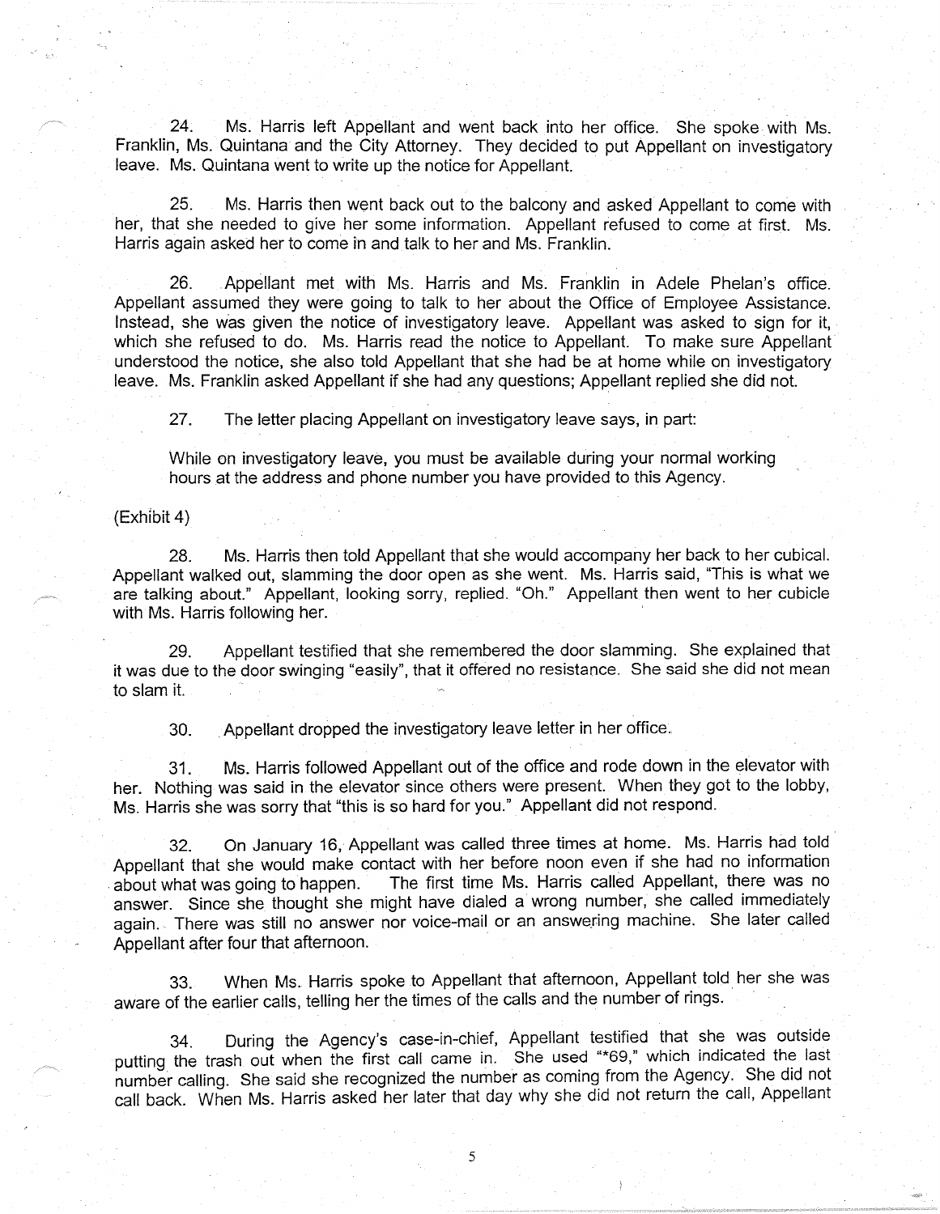24. Ms. Harris left Appellant and went back into her office. She spoke with Ms. Franklin, Ms. Quintana and the City Attorney. They decided to put Appellant on investigatory leave. Ms. Quintana went to write up the notice for Appellant.

25. Ms. Harris then went back out to the balcony and asked Appellant to come with her, that she needed to give her some information. Appellant refused to come at first. Ms. Harris again asked her to come in and talk to her and Ms. Franklin.

26. Appellant met with Ms. Harris and Ms. Franklin in Adele Phelan's office. Appellant assumed they were going to talk to her about the Office of Employee Assistance. Instead, she was given the notice of investigatory leave. Appellant was asked to sign for it, which she refused to do. Ms. Harris read the notice to Appellant. To make sure Appellant understood the notice, she also told Appellant that she had be at home while on investigatory leave. Ms. Franklin asked Appellant if she had any questions; Appellant replied she did not.

27. The letter placing Appellant on investigatory leave says, in part:

While on investigatory leave, you must be available during your normal working hours at the address and phone number you have provided to this Agency.

(Exhibit 4)

28. Ms. Harris then told Appellant that she would accompany her back to her cubical. Appellant walked out, slamming the door open as she went. Ms. Harris said, "This is what we are talking about." Appellant, looking sorry, replied. "Oh." Appellant then went to her cubicle with Ms. Harris following her.

29. Appellant testified that she remembered the door slamming. She explained that it was due to the door swinging "easily", that it offered no resistance. She said she did not mean to slam it.

30. Appellant dropped the investigatory leave letter in her office.

31. Ms. Harris followed Appellant out of the office and rode down in the elevator with her. Nothing was said in the elevator since others were present. When they got to the lobby, Ms. Harris she was sorry that "this is so hard for you." Appellant did not respond.

32. On January 16, Appellant was called three times at home. Ms. Harris had told Appellant that she would make contact with her before noon even if she had no information about what was going to happen. The first time Ms. Harris called Appellant, there was no answer. Since she thought she might have dialed a wrong number, she called immediately again. There was still no answer nor voice-mail or an answering machine. She later called Appellant after four that afternoon.

33. When Ms. Harris spoke to Appellant that afternoon, Appellant told her she was aware of the earlier calls, telling her the times of the calls and the number of rings.

34. During the Agency's case-in-chief, Appellant testified that she was outside putting the trash out when the first call came in. She used "*69," which indicated the last number calling. She said she recognized the number as coming from the Agency. She did not call back. When Ms. Harris asked her later that day why she did not return the call, Appellant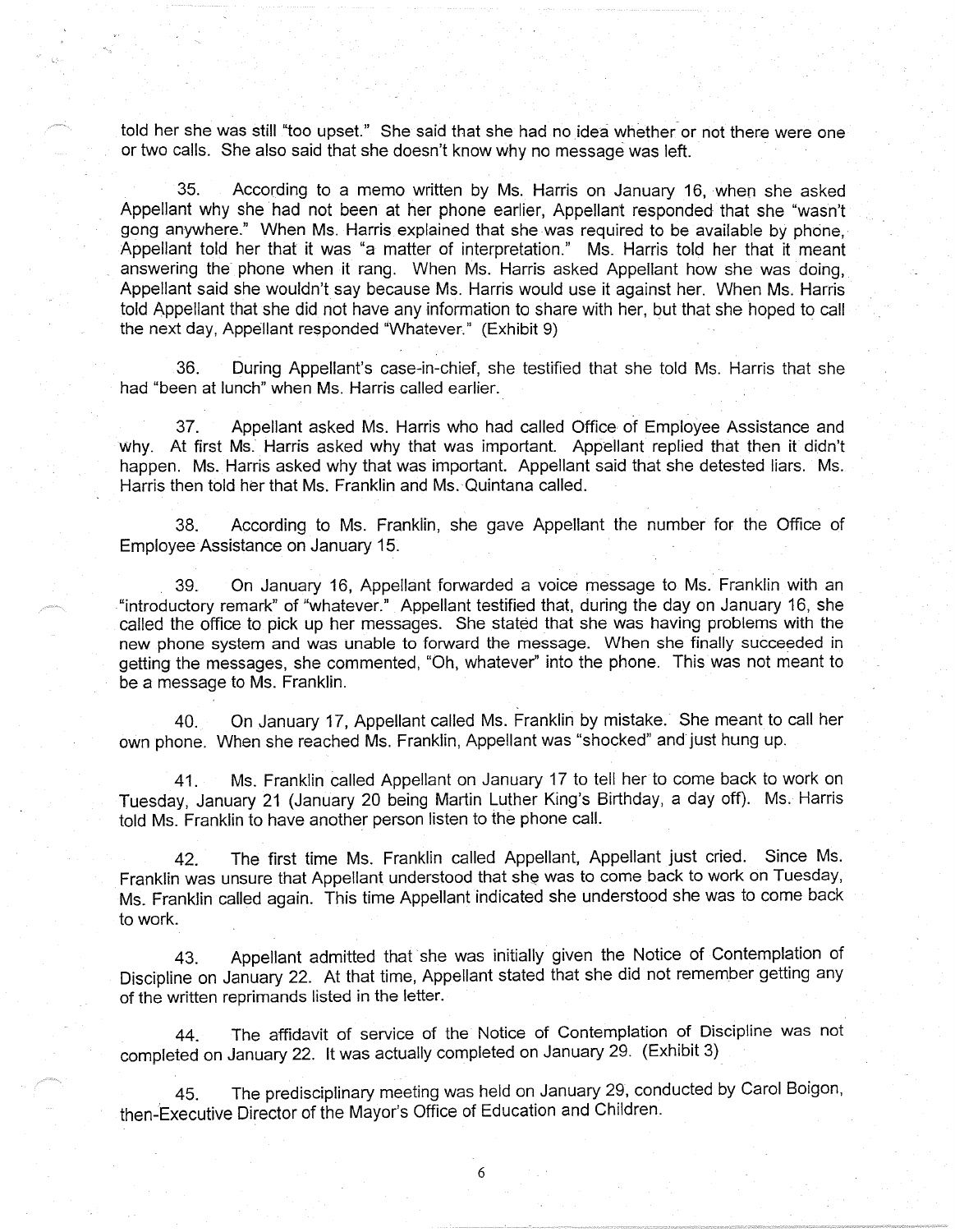told her she was still "too upset." She said that she had no idea whether or not there were one or two calls. She also said that she doesn't know why no message was left.

35. According to a memo written by Ms. Harris on January 16, when she asked Appellant why she had not been at her phone earlier, Appellant responded that she "wasn't gong anywhere." When Ms. Harris explained that she was required to be available by phone, Appellant told her that it was "a matter of interpretation." Ms. Harris told her that it meant answering the phone when it rang. When Ms. Harris asked Appellant how she was doing, Appellant said she wouldn't say because Ms. Harris would use it against her. When Ms. Harris told Appellant that she did not have any information to share with her, but that she hoped to call the next day, Appellant responded "Whatever." (Exhibit 9)

36. During Appellant's case-in-chief, she testified that she told Ms. Harris that she had "been at lunch" when Ms. Harris called earlier.

37. Appellant asked Ms. Harris who had called Office of Employee Assistance and why. At first Ms. Harris asked why that was important. Appellant replied that then it didn't happen. Ms. Harris asked why that was important. Appellant said that she detested liars. Ms. Harris then told her that Ms. Franklin and Ms. Quintana called.

38. According to Ms. Franklin, she gave Appellant the number for the Office of Employee Assistance on January 15.

39. On January 16, Appellant forwarded a voice message to Ms. Franklin with an "introductory remark" of "whatever." Appellant testified that, during the day on January 16, she called the office to pick up her messages. She stated that she was having problems with the new phone system and was unable to forward the message. When she finally succeeded in getting the messages, she commented, "Oh, whatever" into the phone. This was not meant to be a message to Ms. Franklin.

40. On January 17, Appellant called Ms. Franklin by mistake. She meant to call her own phone. When she reached Ms. Franklin, Appellant was "shocked" and just hung up.

41. Ms. Franklin called Appellant on January 17 to tell her to come back to work on Tuesday, January 21 (January 20 being Martin Luther King's Birthday, a day off). Ms. Harris told Ms. Franklin to have another person listen to the phone call.

42. The first time Ms. Franklin called Appellant, Appellant just cried. Since Ms. Franklin was unsure that Appellant understood that she was to come back to work on Tuesday, Ms. Franklin called again. This time Appellant indicated she understood she was to come back to work.

43. Appellant admitted that she was initially given the Notice of Contemplation of Discipline on January 22. At that time, Appellant stated that she did not remember getting any of the written reprimands listed in the letter.

44. The affidavit of service of the Notice of Contemplation of Discipline was not completed on January 22. It was actually completed on January 29. (Exhibit 3)

45. The predisciplinary meeting was held on January 29, conducted by Carol Boigon, then-Executive Director of the Mayor's Office of Education and Children.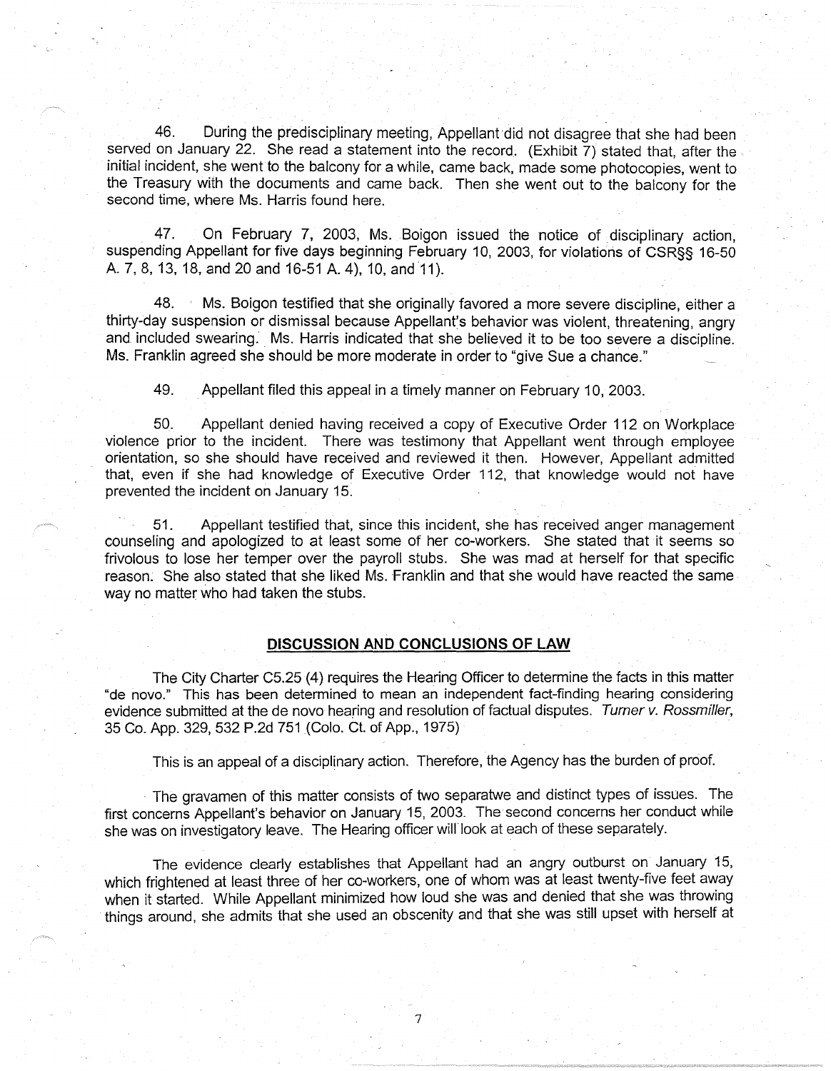46. During the predisciplinary meeting, Appellant did not disagree that she had been served on January 22. She read a statement into the record. (Exhibit 7) stated that, after the initial incident, she went to the balcony for a while, came back, made some photocopies, went to the Treasury with the documents and came back. Then she went out to the balcony for the second time, where Ms. Harris found here.

47. On February 7, 2003, Ms. Boigon issued the notice of disciplinary action, suspending Appellant for five days beginning February 10, 2003, for violations of CSR§§ 16-50 A. 7, 8, 13, 18, and 20 and 16-51 A. 4), 10, and 11).

48. Ms. Boigon testified that she originally favored a more severe discipline, either a thirty-day suspension or dismissal because Appellant's behavior was violent, threatening, angry and included swearing. Ms. Harris indicated that she believed it to be too severe a discipline. Ms. Franklin agreed she should be more moderate in order to "give Sue a chance."

49. Appellant filed this appeal in a timely manner on February 10, 2003.

50. Appellant denied having received a copy of Executive Order 112 on Workplace violence prior to the incident. There was testimony that Appellant went through employee orientation, so she should have received and reviewed it then. However, Appellant admitted that, even if she had knowledge of Executive Order 112, that knowledge would not have prevented the incident on January 15.

51. Appellant testified that, since this incident, she has received anger management counseling and apologized to at least some of her co-workers. She stated that it seems so frivolous to lose her temper over the payroll stubs. She was mad at herself for that specific reason. She also stated that she liked Ms. Franklin and that she would have reacted the same way no matter who had taken the stubs.

## DISCUSSION AND CONCLUSIONS OF LAW

The City Charter C5.25 (4) requires the Hearing Officer to determine the facts in this matter "de novo." This has been determined to mean an independent fact-finding hearing considering evidence submitted at the de novo hearing and resolution of factual disputes. *Turner v. Rossmiller*, 35 Co. App. 329, 532 P.2d 751 (Colo. Ct. of App., 1975)

This is an appeal of a disciplinary action. Therefore, the Agency has the burden of proof.

The gravamen of this matter consists of two separatwe and distinct types of issues. The first concerns Appellant's behavior on January 15, 2003. The second concerns her conduct while she was on investigatory leave. The Hearing officer will look at each of these separately.

The evidence clearly establishes that Appellant had an angry outburst on January 15, which frightened at least three of her co-workers, one of whom was at least twenty-five feet away when it started. While Appellant minimized how loud she was and denied that she was throwing things around, she admits that she used an obscenity and that she was still upset with herself at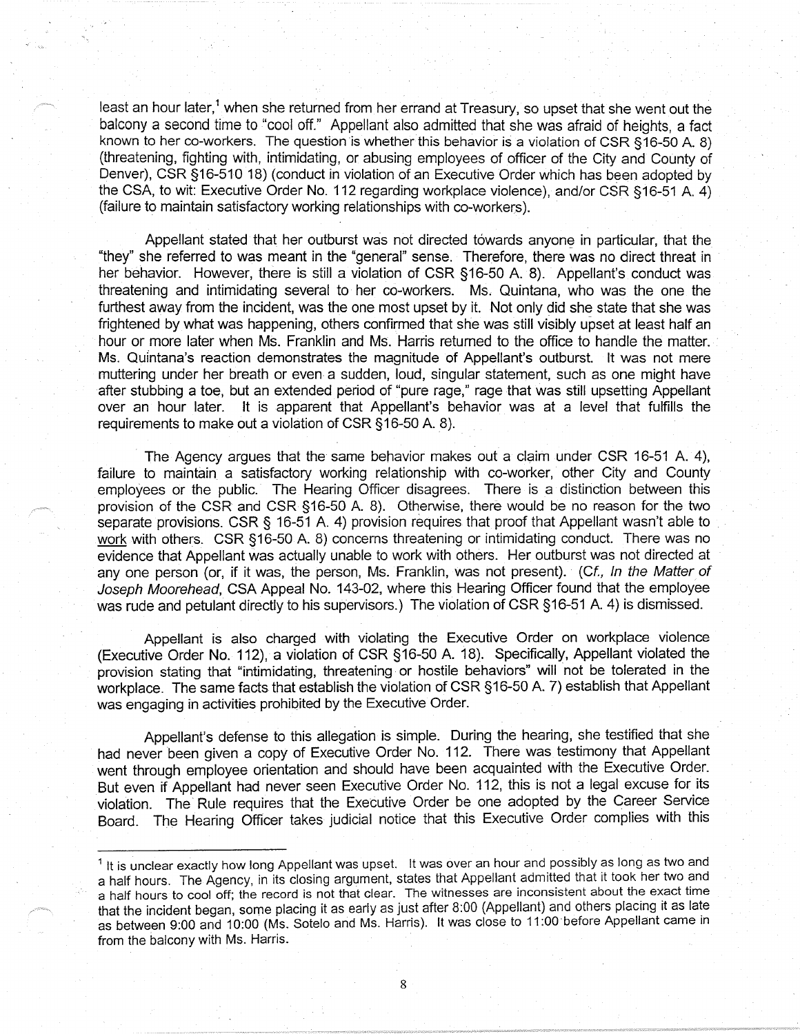least an hour later,[1] when she returned from her errand at Treasury, so upset that she went out the balcony a second time to "cool off." Appellant also admitted that she was afraid of heights, a fact known to her co-workers. The question is whether this behavior is a violation of CSR §16-50 A. 8) (threatening, fighting with, intimidating, or abusing employees of officer of the City and County of Denver), CSR §16-510 18) (conduct in violation of an Executive Order which has been adopted by the CSA, to wit: Executive Order No. 112 regarding workplace violence), and/or CSR §16-51 A. 4) (failure to maintain satisfactory working relationships with co-workers).

Appellant stated that her outburst was not directed towards anyone in particular, that the "they" she referred to was meant in the "general" sense. Therefore, there was no direct threat in her behavior. However, there is still a violation of CSR §16-50 A. 8). Appellant's conduct was threatening and intimidating several to her co-workers. Ms. Quintana, who was the one the furthest away from the incident, was the one most upset by it. Not only did she state that she was frightened by what was happening, others confirmed that she was still visibly upset at least half an hour or more later when Ms. Franklin and Ms. Harris returned to the office to handle the matter. Ms. Quintana's reaction demonstrates the magnitude of Appellant's outburst. It was not mere muttering under her breath or even a sudden, loud, singular statement, such as one might have after stubbing a toe, but an extended period of "pure rage," rage that was still upsetting Appellant over an hour later. It is apparent that Appellant's behavior was at a level that fulfills the requirements to make out a violation of CSR §16-50 A. 8).

The Agency argues that the same behavior makes out a claim under CSR 16-51 A. 4), failure to maintain a satisfactory working relationship with co-worker, other City and County employees or the public. The Hearing Officer disagrees. There is a distinction between this provision of the CSR and CSR §16-50 A. 8). Otherwise, there would be no reason for the two separate provisions. CSR § 16-51 A. 4) provision requires that proof that Appellant wasn't able to <u>work</u> with others. CSR §16-50 A. 8) concerns threatening or intimidating conduct. There was no evidence that Appellant was actually unable to work with others. Her outburst was not directed at any one person (or, if it was, the person, Ms. Franklin, was not present). (*Cf., In the Matter of Joseph Moorehead*, CSA Appeal No. 143-02, where this Hearing Officer found that the employee was rude and petulant directly to his supervisors.) The violation of CSR §16-51 A. 4) is dismissed.

Appellant is also charged with violating the Executive Order on workplace violence (Executive Order No. 112), a violation of CSR §16-50 A. 18). Specifically, Appellant violated the provision stating that "intimidating, threatening or hostile behaviors" will not be tolerated in the workplace. The same facts that establish the violation of CSR §16-50 A. 7) establish that Appellant was engaging in activities prohibited by the Executive Order.

Appellant's defense to this allegation is simple. During the hearing, she testified that she had never been given a copy of Executive Order No. 112. There was testimony that Appellant went through employee orientation and should have been acquainted with the Executive Order. But even if Appellant had never seen Executive Order No. 112, this is not a legal excuse for its violation. The Rule requires that the Executive Order be one adopted by the Career Service Board. The Hearing Officer takes judicial notice that this Executive Order complies with this

---

[1] It is unclear exactly how long Appellant was upset. It was over an hour and possibly as long as two and a half hours. The Agency, in its closing argument, states that Appellant admitted that it took her two and a half hours to cool off; the record is not that clear. The witnesses are inconsistent about the exact time that the incident began, some placing it as early as just after 8:00 (Appellant) and others placing it as late as between 9:00 and 10:00 (Ms. Sotelo and Ms. Harris). It was close to 11:00 before Appellant came in from the balcony with Ms. Harris.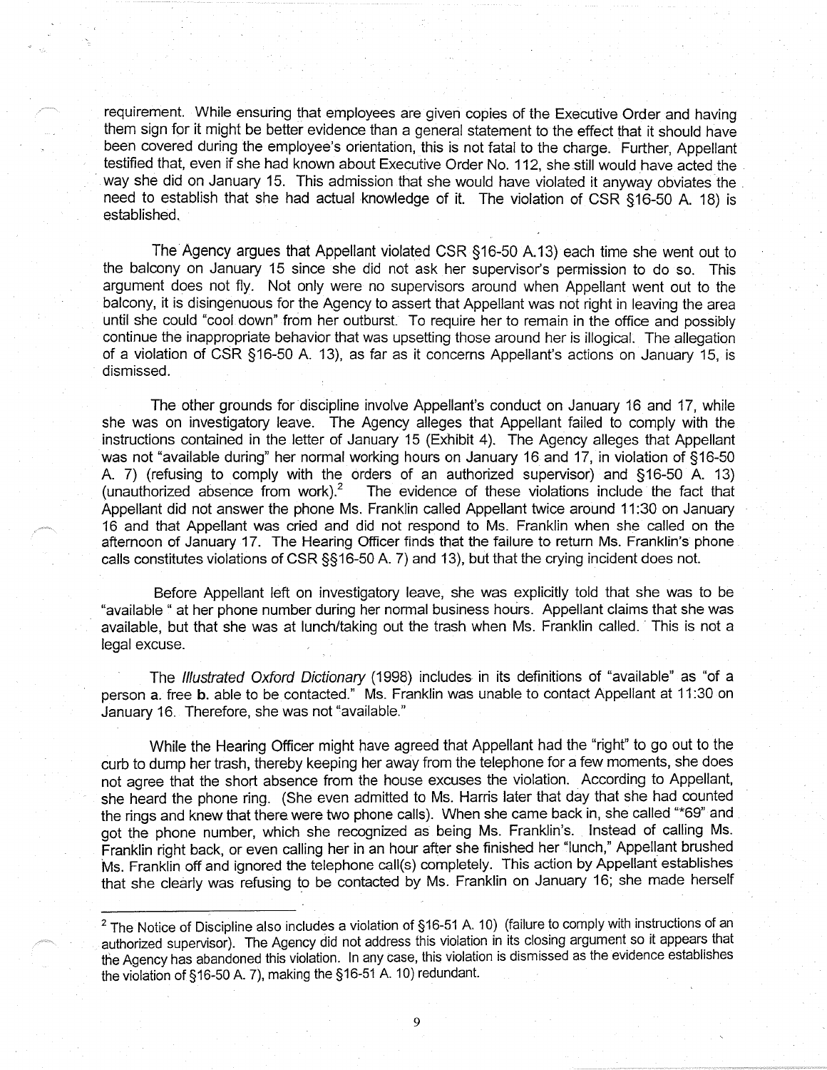requirement. While ensuring that employees are given copies of the Executive Order and having them sign for it might be better evidence than a general statement to the effect that it should have been covered during the employee's orientation, this is not fatal to the charge. Further, Appellant testified that, even if she had known about Executive Order No. 112, she still would have acted the way she did on January 15. This admission that she would have violated it anyway obviates the need to establish that she had actual knowledge of it. The violation of CSR §16-50 A. 18) is established.

The Agency argues that Appellant violated CSR §16-50 A.13) each time she went out to the balcony on January 15 since she did not ask her supervisor's permission to do so. This argument does not fly. Not only were no supervisors around when Appellant went out to the balcony, it is disingenuous for the Agency to assert that Appellant was not right in leaving the area until she could "cool down" from her outburst. To require her to remain in the office and possibly continue the inappropriate behavior that was upsetting those around her is illogical. The allegation of a violation of CSR §16-50 A. 13), as far as it concerns Appellant's actions on January 15, is dismissed.

The other grounds for discipline involve Appellant's conduct on January 16 and 17, while she was on investigatory leave. The Agency alleges that Appellant failed to comply with the instructions contained in the letter of January 15 (Exhibit 4). The Agency alleges that Appellant was not "available during" her normal working hours on January 16 and 17, in violation of §16-50 A. 7) (refusing to comply with the orders of an authorized supervisor) and §16-50 A. 13) (unauthorized absence from work).[2] The evidence of these violations include the fact that Appellant did not answer the phone Ms. Franklin called Appellant twice around 11:30 on January 16 and that Appellant was cried and did not respond to Ms. Franklin when she called on the afternoon of January 17. The Hearing Officer finds that the failure to return Ms. Franklin's phone calls constitutes violations of CSR §§16-50 A. 7) and 13), but that the crying incident does not.

Before Appellant left on investigatory leave, she was explicitly told that she was to be "available " at her phone number during her normal business hours. Appellant claims that she was available, but that she was at lunch/taking out the trash when Ms. Franklin called. This is not a legal excuse.

The *Illustrated Oxford Dictionary* (1998) includes in its definitions of "available" as "of a person **a.** free **b.** able to be contacted." Ms. Franklin was unable to contact Appellant at 11:30 on January 16. Therefore, she was not "available."

While the Hearing Officer might have agreed that Appellant had the "right" to go out to the curb to dump her trash, thereby keeping her away from the telephone for a few moments, she does not agree that the short absence from the house excuses the violation. According to Appellant, she heard the phone ring. (She even admitted to Ms. Harris later that day that she had counted the rings and knew that there were two phone calls). When she came back in, she called "*69" and got the phone number, which she recognized as being Ms. Franklin's. Instead of calling Ms. Franklin right back, or even calling her in an hour after she finished her "lunch," Appellant brushed Ms. Franklin off and ignored the telephone call(s) completely. This action by Appellant establishes that she clearly was refusing to be contacted by Ms. Franklin on January 16; she made herself

---

[2] The Notice of Discipline also includes a violation of §16-51 A. 10) (failure to comply with instructions of an authorized supervisor). The Agency did not address this violation in its closing argument so it appears that the Agency has abandoned this violation. In any case, this violation is dismissed as the evidence establishes the violation of §16-50 A. 7), making the §16-51 A. 10) redundant.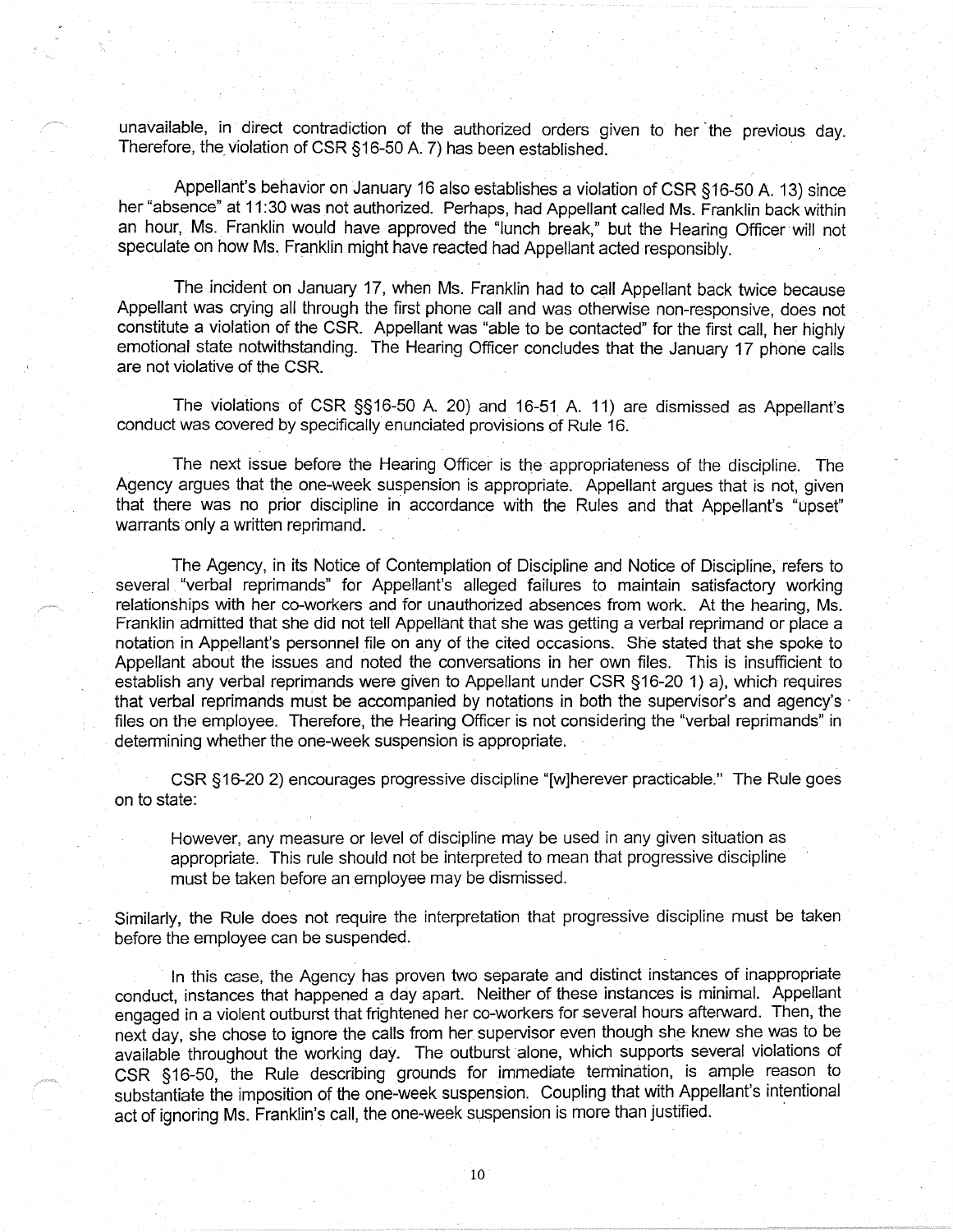unavailable, in direct contradiction of the authorized orders given to her the previous day. Therefore, the violation of CSR §16-50 A. 7) has been established.

Appellant's behavior on January 16 also establishes a violation of CSR §16-50 A. 13) since her "absence" at 11:30 was not authorized. Perhaps, had Appellant called Ms. Franklin back within an hour, Ms. Franklin would have approved the "lunch break," but the Hearing Officer will not speculate on how Ms. Franklin might have reacted had Appellant acted responsibly.

The incident on January 17, when Ms. Franklin had to call Appellant back twice because Appellant was crying all through the first phone call and was otherwise non-responsive, does not constitute a violation of the CSR. Appellant was "able to be contacted" for the first call, her highly emotional state notwithstanding. The Hearing Officer concludes that the January 17 phone calls are not violative of the CSR.

The violations of CSR §§16-50 A. 20) and 16-51 A. 11) are dismissed as Appellant's conduct was covered by specifically enunciated provisions of Rule 16.

The next issue before the Hearing Officer is the appropriateness of the discipline. The Agency argues that the one-week suspension is appropriate. Appellant argues that is not, given that there was no prior discipline in accordance with the Rules and that Appellant's "upset" warrants only a written reprimand.

The Agency, in its Notice of Contemplation of Discipline and Notice of Discipline, refers to several "verbal reprimands" for Appellant's alleged failures to maintain satisfactory working relationships with her co-workers and for unauthorized absences from work. At the hearing, Ms. Franklin admitted that she did not tell Appellant that she was getting a verbal reprimand or place a notation in Appellant's personnel file on any of the cited occasions. She stated that she spoke to Appellant about the issues and noted the conversations in her own files. This is insufficient to establish any verbal reprimands were given to Appellant under CSR §16-20 1) a), which requires that verbal reprimands must be accompanied by notations in both the supervisor's and agency's files on the employee. Therefore, the Hearing Officer is not considering the "verbal reprimands" in determining whether the one-week suspension is appropriate.

CSR §16-20 2) encourages progressive discipline "[w]herever practicable." The Rule goes on to state:

> However, any measure or level of discipline may be used in any given situation as appropriate. This rule should not be interpreted to mean that progressive discipline must be taken before an employee may be dismissed.

Similarly, the Rule does not require the interpretation that progressive discipline must be taken before the employee can be suspended.

In this case, the Agency has proven two separate and distinct instances of inappropriate conduct, instances that happened a day apart. Neither of these instances is minimal. Appellant engaged in a violent outburst that frightened her co-workers for several hours afterward. Then, the next day, she chose to ignore the calls from her supervisor even though she knew she was to be available throughout the working day. The outburst alone, which supports several violations of CSR §16-50, the Rule describing grounds for immediate termination, is ample reason to substantiate the imposition of the one-week suspension. Coupling that with Appellant's intentional act of ignoring Ms. Franklin's call, the one-week suspension is more than justified.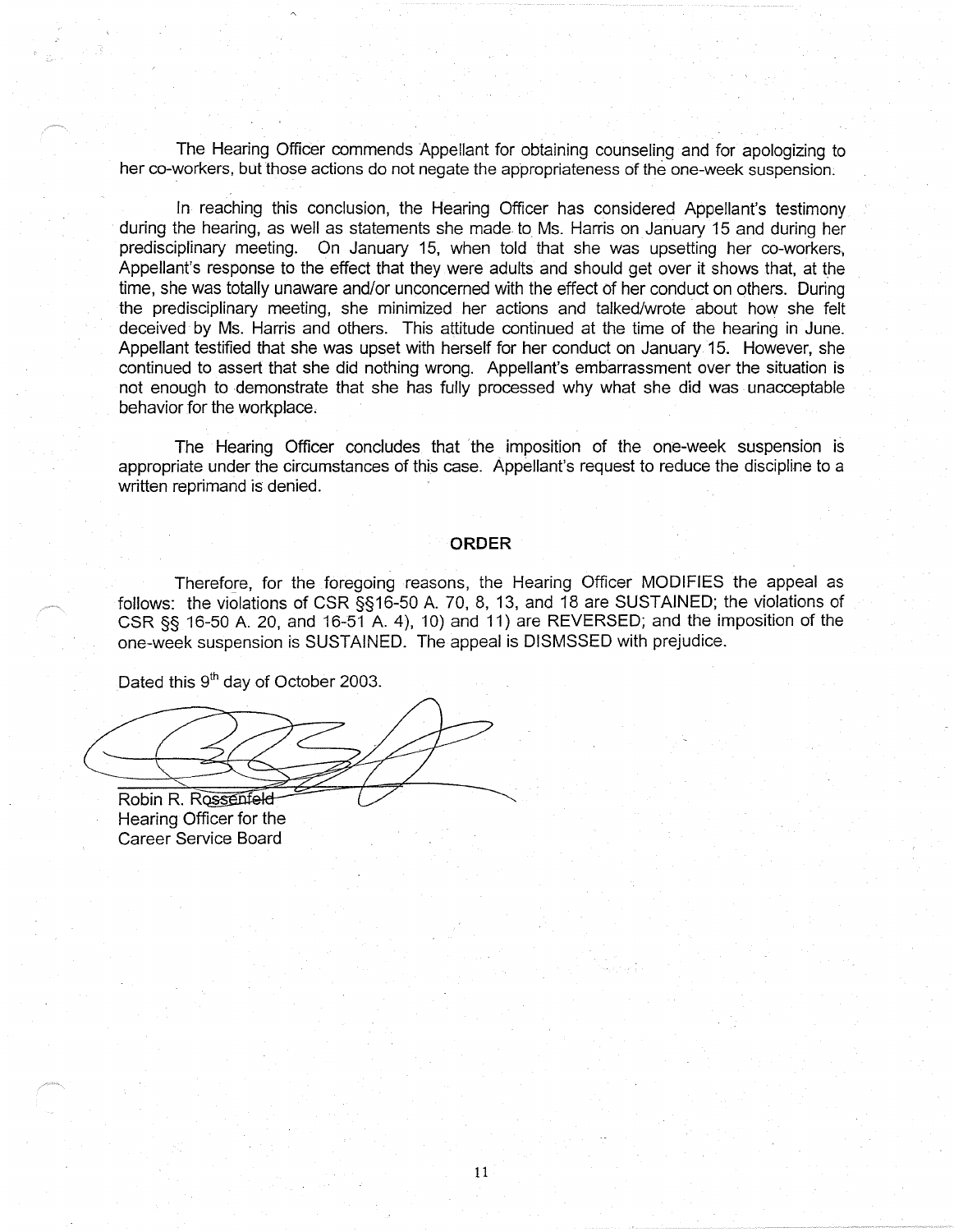The Hearing Officer commends Appellant for obtaining counseling and for apologizing to her co-workers, but those actions do not negate the appropriateness of the one-week suspension.

In reaching this conclusion, the Hearing Officer has considered Appellant's testimony during the hearing, as well as statements she made to Ms. Harris on January 15 and during her predisciplinary meeting. On January 15, when told that she was upsetting her co-workers, Appellant's response to the effect that they were adults and should get over it shows that, at the time, she was totally unaware and/or unconcerned with the effect of her conduct on others. During the predisciplinary meeting, she minimized her actions and talked/wrote about how she felt deceived by Ms. Harris and others. This attitude continued at the time of the hearing in June. Appellant testified that she was upset with herself for her conduct on January 15. However, she continued to assert that she did nothing wrong. Appellant's embarrassment over the situation is not enough to demonstrate that she has fully processed why what she did was unacceptable behavior for the workplace.

The Hearing Officer concludes that the imposition of the one-week suspension is appropriate under the circumstances of this case. Appellant's request to reduce the discipline to a written reprimand is denied.

## ORDER

Therefore, for the foregoing reasons, the Hearing Officer MODIFIES the appeal as follows: the violations of CSR §§16-50 A. 70, 8, 13, and 18 are SUSTAINED; the violations of CSR §§ 16-50 A. 20, and 16-51 A. 4), 10) and 11) are REVERSED; and the imposition of the one-week suspension is SUSTAINED. The appeal is DISMSSED with prejudice.

Dated this 9th day of October 2003.

Robin R. Rossenfeld
Hearing Officer for the
Career Service Board